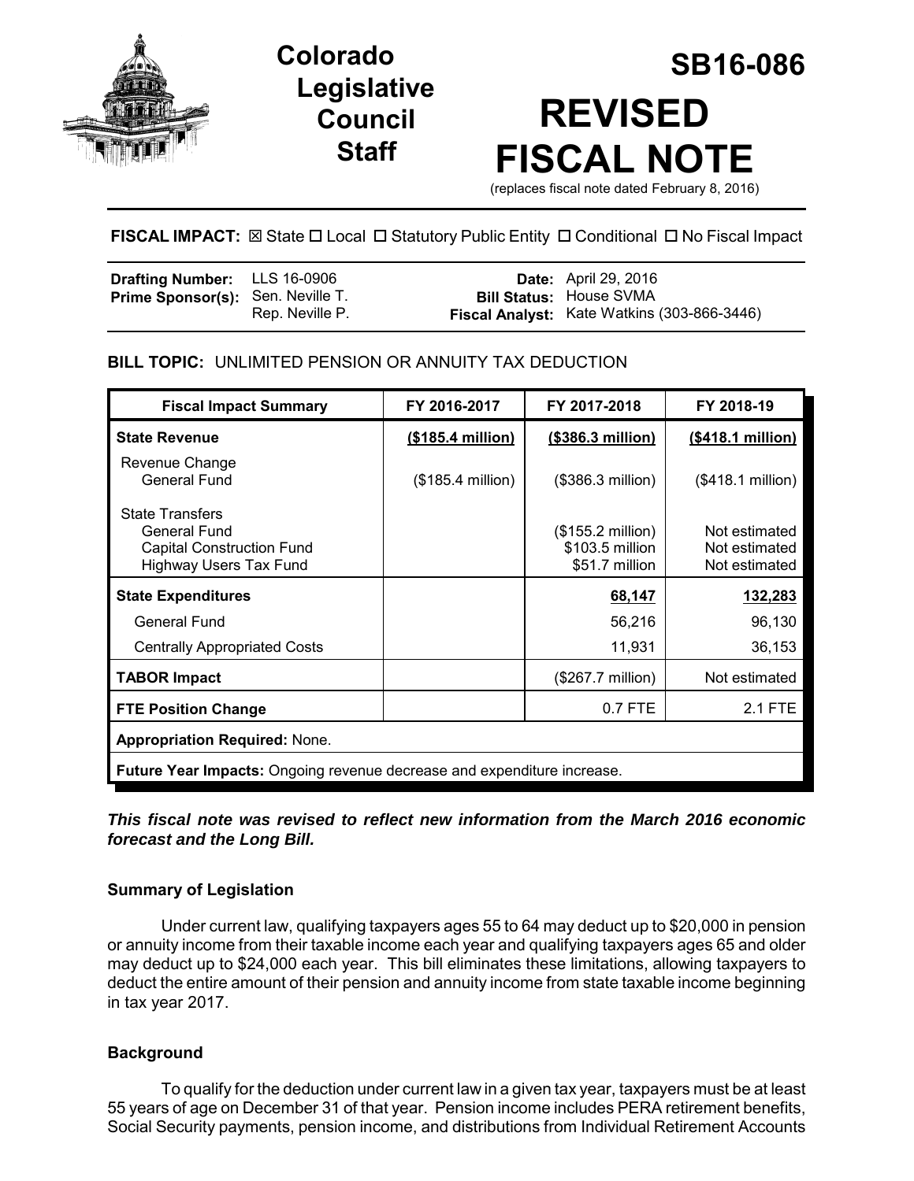# Colorado Legislative Council Staff

# SB16-086

# REVISED FISCAL NOTE

(replaces fiscal note dated February 8, 2016)

**FISCAL IMPACT:** ☒ State ☐ Local ☐ Statutory Public Entity ☐ Conditional ☐ No Fiscal Impact

| | | | |
|---|---|---|---|
| **Drafting Number:** | LLS 16-0906 | **Date:** | April 29, 2016 |
| **Prime Sponsor(s):** | Sen. Neville T.<br>Rep. Neville P. | **Bill Status:** | House SVMA |
| | | **Fiscal Analyst:** | Kate Watkins (303-866-3446) |

**BILL TOPIC:** UNLIMITED PENSION OR ANNUITY TAX DEDUCTION

| Fiscal Impact Summary | FY 2016-2017 | FY 2017-2018 | FY 2018-19 |
|---|---|---|---|
| **State Revenue** | **($185.4 million)** | **($386.3 million)** | **($418.1 million)** |
| Revenue Change<br>General Fund | ($185.4 million) | ($386.3 million) | ($418.1 million) |
| State Transfers<br>General Fund<br>Capital Construction Fund<br>Highway Users Tax Fund | | ($155.2 million)<br>$103.5 million<br>$51.7 million | Not estimated<br>Not estimated<br>Not estimated |
| **State Expenditures** | | **68,147** | **132,283** |
| General Fund | | 56,216 | 96,130 |
| Centrally Appropriated Costs | | 11,931 | 36,153 |
| **TABOR Impact** | | ($267.7 million) | Not estimated |
| **FTE Position Change** | | 0.7 FTE | 2.1 FTE |
| **Appropriation Required:** None. | | | |
| **Future Year Impacts:** Ongoing revenue decrease and expenditure increase. | | | |

***This fiscal note was revised to reflect new information from the March 2016 economic forecast and the Long Bill.***

### Summary of Legislation

Under current law, qualifying taxpayers ages 55 to 64 may deduct up to $20,000 in pension or annuity income from their taxable income each year and qualifying taxpayers ages 65 and older may deduct up to $24,000 each year. This bill eliminates these limitations, allowing taxpayers to deduct the entire amount of their pension and annuity income from state taxable income beginning in tax year 2017.

### Background

To qualify for the deduction under current law in a given tax year, taxpayers must be at least 55 years of age on December 31 of that year. Pension income includes PERA retirement benefits, Social Security payments, pension income, and distributions from Individual Retirement Accounts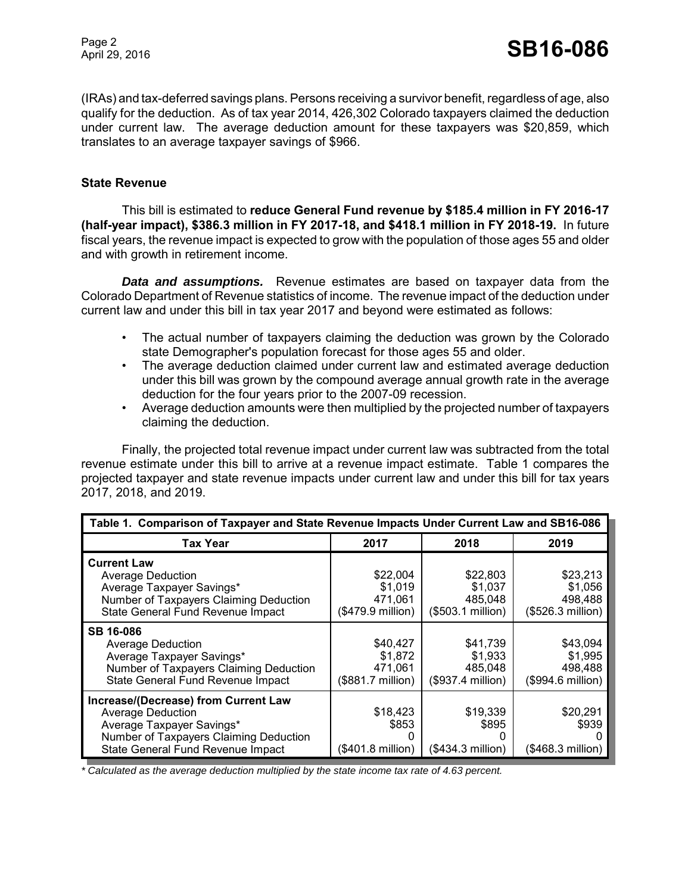(IRAs) and tax-deferred savings plans. Persons receiving a survivor benefit, regardless of age, also qualify for the deduction. As of tax year 2014, 426,302 Colorado taxpayers claimed the deduction under current law. The average deduction amount for these taxpayers was $20,859, which translates to an average taxpayer savings of $966.

### State Revenue

This bill is estimated to **reduce General Fund revenue by $185.4 million in FY 2016-17 (half-year impact), $386.3 million in FY 2017-18, and $418.1 million in FY 2018-19.** In future fiscal years, the revenue impact is expected to grow with the population of those ages 55 and older and with growth in retirement income.

***Data and assumptions.*** Revenue estimates are based on taxpayer data from the Colorado Department of Revenue statistics of income. The revenue impact of the deduction under current law and under this bill in tax year 2017 and beyond were estimated as follows:

- The actual number of taxpayers claiming the deduction was grown by the Colorado state Demographer's population forecast for those ages 55 and older.
- The average deduction claimed under current law and estimated average deduction under this bill was grown by the compound average annual growth rate in the average deduction for the four years prior to the 2007-09 recession.
- Average deduction amounts were then multiplied by the projected number of taxpayers claiming the deduction.

Finally, the projected total revenue impact under current law was subtracted from the total revenue estimate under this bill to arrive at a revenue impact estimate. Table 1 compares the projected taxpayer and state revenue impacts under current law and under this bill for tax years 2017, 2018, and 2019.

**Table 1. Comparison of Taxpayer and State Revenue Impacts Under Current Law and SB16-086**

| Tax Year | 2017 | 2018 | 2019 |
|---|---|---|---|
| **Current Law** | | | |
| Average Deduction | $22,004 | $22,803 | $23,213 |
| Average Taxpayer Savings* | $1,019 | $1,037 | $1,056 |
| Number of Taxpayers Claiming Deduction | 471,061 | 485,048 | 498,488 |
| State General Fund Revenue Impact | ($479.9 million) | ($503.1 million) | ($526.3 million) |
| **SB 16-086** | | | |
| Average Deduction | $40,427 | $41,739 | $43,094 |
| Average Taxpayer Savings* | $1,872 | $1,933 | $1,995 |
| Number of Taxpayers Claiming Deduction | 471,061 | 485,048 | 498,488 |
| State General Fund Revenue Impact | ($881.7 million) | ($937.4 million) | ($994.6 million) |
| **Increase/(Decrease) from Current Law** | | | |
| Average Deduction | $18,423 | $19,339 | $20,291 |
| Average Taxpayer Savings* | $853 | $895 | $939 |
| Number of Taxpayers Claiming Deduction | 0 | 0 | 0 |
| State General Fund Revenue Impact | ($401.8 million) | ($434.3 million) | ($468.3 million) |

*\* Calculated as the average deduction multiplied by the state income tax rate of 4.63 percent.*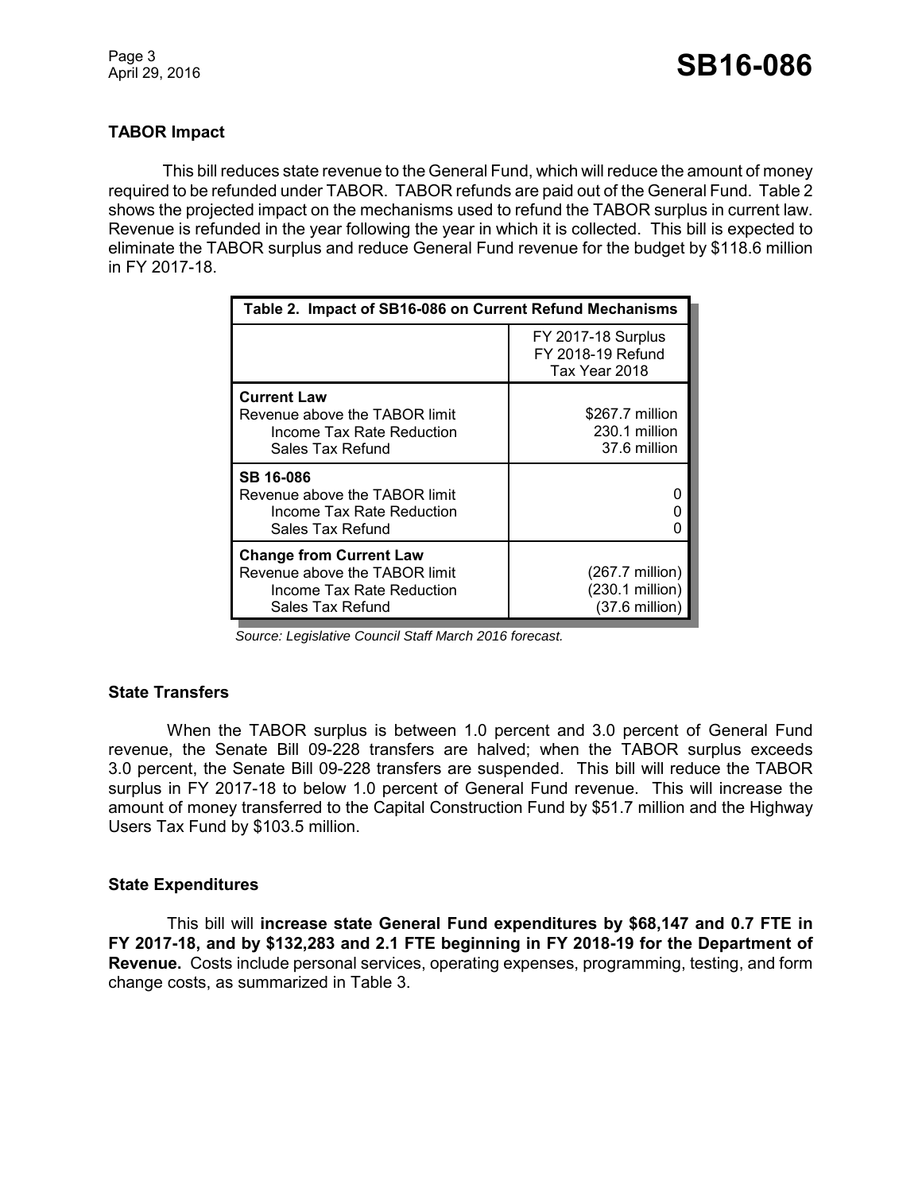### TABOR Impact

This bill reduces state revenue to the General Fund, which will reduce the amount of money required to be refunded under TABOR. TABOR refunds are paid out of the General Fund. Table 2 shows the projected impact on the mechanisms used to refund the TABOR surplus in current law. Revenue is refunded in the year following the year in which it is collected. This bill is expected to eliminate the TABOR surplus and reduce General Fund revenue for the budget by $118.6 million in FY 2017-18.

**Table 2. Impact of SB16-086 on Current Refund Mechanisms**

| | FY 2017-18 Surplus<br>FY 2018-19 Refund<br>Tax Year 2018 |
|---|---|
| **Current Law** | |
| Revenue above the TABOR limit | $267.7 million |
| Income Tax Rate Reduction | 230.1 million |
| Sales Tax Refund | 37.6 million |
| **SB 16-086** | |
| Revenue above the TABOR limit | 0 |
| Income Tax Rate Reduction | 0 |
| Sales Tax Refund | 0 |
| **Change from Current Law** | |
| Revenue above the TABOR limit | (267.7 million) |
| Income Tax Rate Reduction | (230.1 million) |
| Sales Tax Refund | (37.6 million) |

*Source: Legislative Council Staff March 2016 forecast.*

### State Transfers

When the TABOR surplus is between 1.0 percent and 3.0 percent of General Fund revenue, the Senate Bill 09-228 transfers are halved; when the TABOR surplus exceeds 3.0 percent, the Senate Bill 09-228 transfers are suspended. This bill will reduce the TABOR surplus in FY 2017-18 to below 1.0 percent of General Fund revenue. This will increase the amount of money transferred to the Capital Construction Fund by $51.7 million and the Highway Users Tax Fund by $103.5 million.

### State Expenditures

This bill will **increase state General Fund expenditures by $68,147 and 0.7 FTE in FY 2017-18, and by $132,283 and 2.1 FTE beginning in FY 2018-19 for the Department of Revenue.** Costs include personal services, operating expenses, programming, testing, and form change costs, as summarized in Table 3.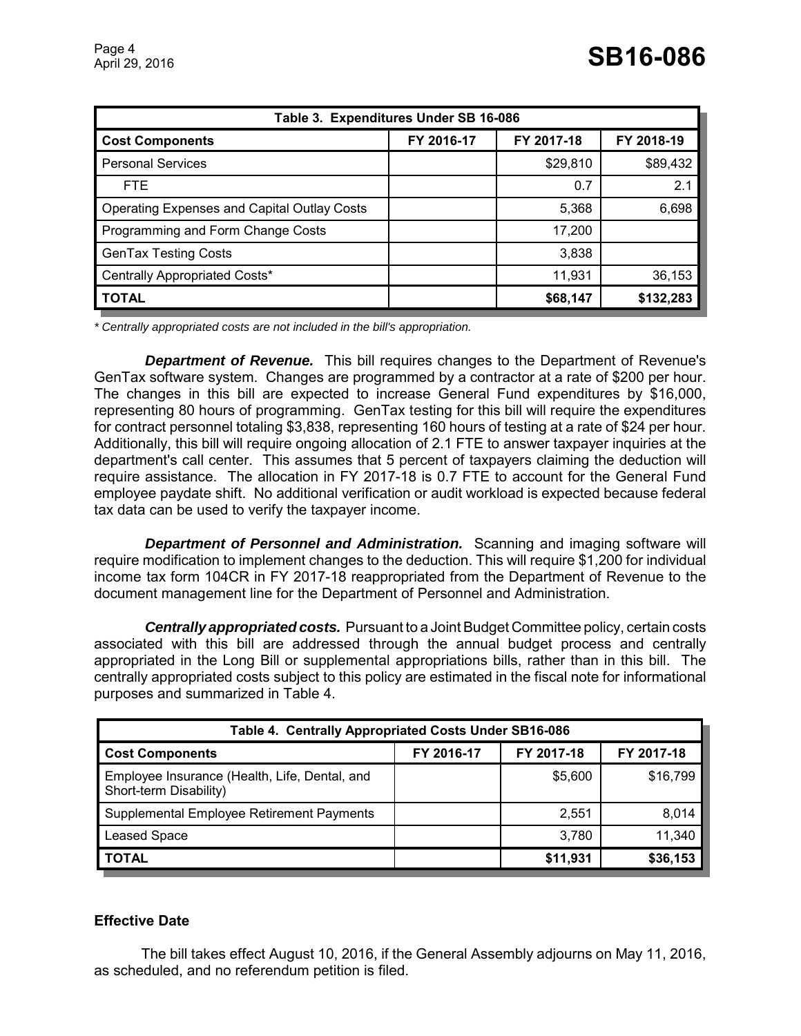| Table 3. Expenditures Under SB 16-086 | | | |
|---|---|---|---|
| **Cost Components** | **FY 2016-17** | **FY 2017-18** | **FY 2018-19** |
| Personal Services | | $29,810 | $89,432 |
| FTE | | 0.7 | 2.1 |
| Operating Expenses and Capital Outlay Costs | | 5,368 | 6,698 |
| Programming and Form Change Costs | | 17,200 | |
| GenTax Testing Costs | | 3,838 | |
| Centrally Appropriated Costs* | | 11,931 | 36,153 |
| **TOTAL** | | **$68,147** | **$132,283** |

*\* Centrally appropriated costs are not included in the bill's appropriation.*

***Department of Revenue.*** This bill requires changes to the Department of Revenue's GenTax software system. Changes are programmed by a contractor at a rate of $200 per hour. The changes in this bill are expected to increase General Fund expenditures by $16,000, representing 80 hours of programming. GenTax testing for this bill will require the expenditures for contract personnel totaling $3,838, representing 160 hours of testing at a rate of $24 per hour. Additionally, this bill will require ongoing allocation of 2.1 FTE to answer taxpayer inquiries at the department's call center. This assumes that 5 percent of taxpayers claiming the deduction will require assistance. The allocation in FY 2017-18 is 0.7 FTE to account for the General Fund employee paydate shift. No additional verification or audit workload is expected because federal tax data can be used to verify the taxpayer income.

***Department of Personnel and Administration.*** Scanning and imaging software will require modification to implement changes to the deduction. This will require $1,200 for individual income tax form 104CR in FY 2017-18 reappropriated from the Department of Revenue to the document management line for the Department of Personnel and Administration.

***Centrally appropriated costs.*** Pursuant to a Joint Budget Committee policy, certain costs associated with this bill are addressed through the annual budget process and centrally appropriated in the Long Bill or supplemental appropriations bills, rather than in this bill. The centrally appropriated costs subject to this policy are estimated in the fiscal note for informational purposes and summarized in Table 4.

| Table 4. Centrally Appropriated Costs Under SB16-086 | | | |
|---|---|---|---|
| **Cost Components** | **FY 2016-17** | **FY 2017-18** | **FY 2017-18** |
| Employee Insurance (Health, Life, Dental, and Short-term Disability) | | $5,600 | $16,799 |
| Supplemental Employee Retirement Payments | | 2,551 | 8,014 |
| Leased Space | | 3,780 | 11,340 |
| **TOTAL** | | **$11,931** | **$36,153** |

## Effective Date

The bill takes effect August 10, 2016, if the General Assembly adjourns on May 11, 2016, as scheduled, and no referendum petition is filed.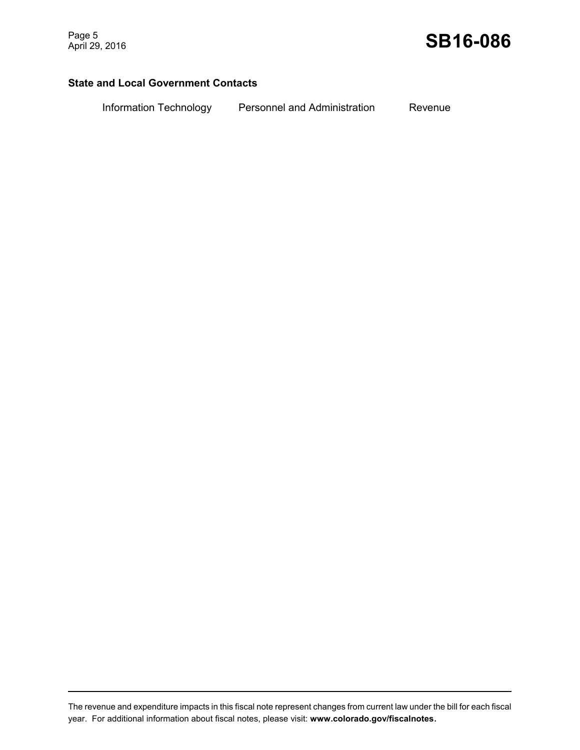### State and Local Government Contacts

Information Technology    Personnel and Administration    Revenue

---

The revenue and expenditure impacts in this fiscal note represent changes from current law under the bill for each fiscal year. For additional information about fiscal notes, please visit: **www.colorado.gov/fiscalnotes.**